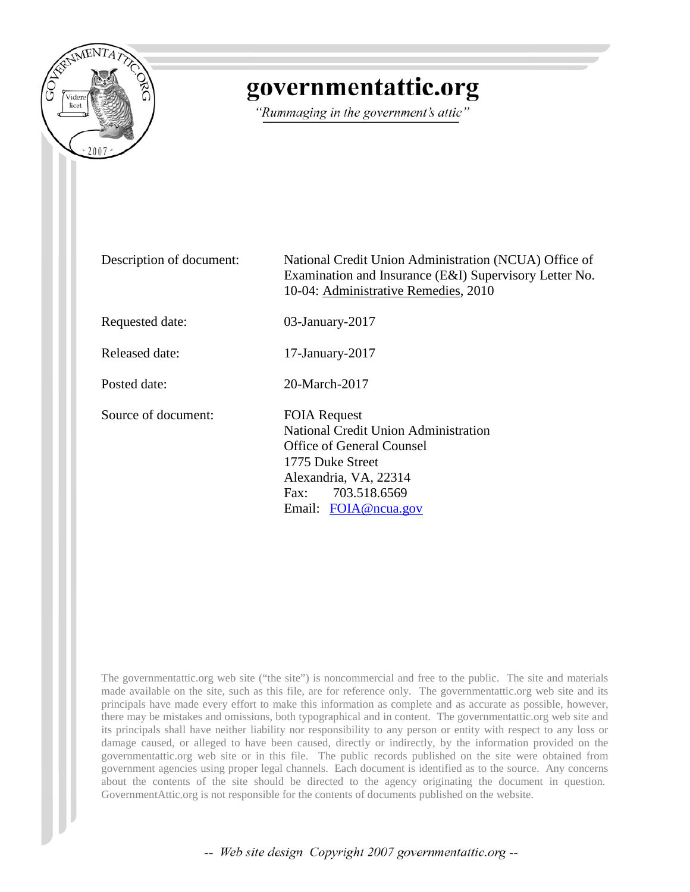# governmentattic.org

*"Rummaging in the government's attic"*

| | |
|---|---|
| Description of document: | National Credit Union Administration (NCUA) Office of Examination and Insurance (E&I) Supervisory Letter No. 10-04: Administrative Remedies, 2010 |
| Requested date: | 03-January-2017 |
| Released date: | 17-January-2017 |
| Posted date: | 20-March-2017 |
| Source of document: | FOIA Request<br>National Credit Union Administration<br>Office of General Counsel<br>1775 Duke Street<br>Alexandria, VA, 22314<br>Fax: 703.518.6569<br>Email: FOIA@ncua.gov |

The governmentattic.org web site ("the site") is noncommercial and free to the public. The site and materials made available on the site, such as this file, are for reference only. The governmentattic.org web site and its principals have made every effort to make this information as complete and as accurate as possible, however, there may be mistakes and omissions, both typographical and in content. The governmentattic.org web site and its principals shall have neither liability nor responsibility to any person or entity with respect to any loss or damage caused, or alleged to have been caused, directly or indirectly, by the information provided on the governmentattic.org web site or in this file. The public records published on the site were obtained from government agencies using proper legal channels. Each document is identified as to the source. Any concerns about the contents of the site should be directed to the agency originating the document in question. GovernmentAttic.org is not responsible for the contents of documents published on the website.

-- Web site design Copyright 2007 governmentattic.org --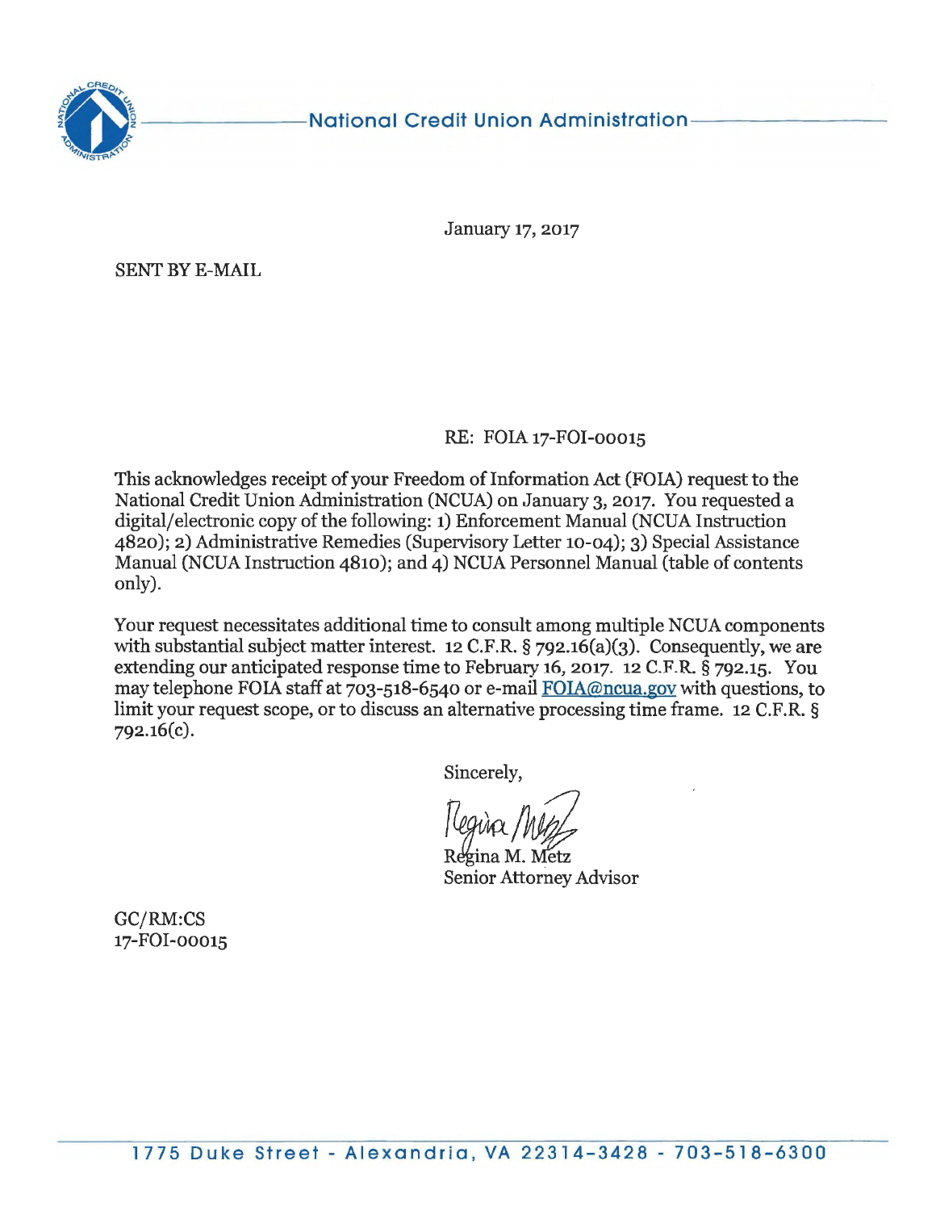National Credit Union Administration

January 17, 2017

SENT BY E-MAIL

RE: FOIA 17-FOI-00015

This acknowledges receipt of your Freedom of Information Act (FOIA) request to the National Credit Union Administration (NCUA) on January 3, 2017. You requested a digital/electronic copy of the following: 1) Enforcement Manual (NCUA Instruction 4820); 2) Administrative Remedies (Supervisory Letter 10-04); 3) Special Assistance Manual (NCUA Instruction 4810); and 4) NCUA Personnel Manual (table of contents only).

Your request necessitates additional time to consult among multiple NCUA components with substantial subject matter interest. 12 C.F.R. § 792.16(a)(3). Consequently, we are extending our anticipated response time to February 16, 2017. 12 C.F.R. § 792.15. You may telephone FOIA staff at 703-518-6540 or e-mail FOIA@ncua.gov with questions, to limit your request scope, or to discuss an alternative processing time frame. 12 C.F.R. § 792.16(c).

Sincerely,

Regina M. Metz
Senior Attorney Advisor

GC/RM:CS
17-FOI-00015

1775 Duke Street - Alexandria, VA 22314-3428 - 703-518-6300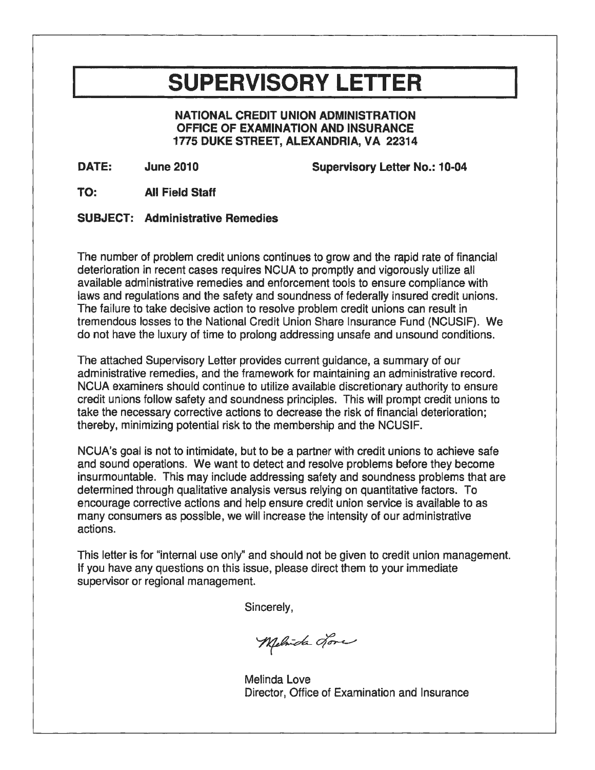# SUPERVISORY LETTER

**NATIONAL CREDIT UNION ADMINISTRATION**
**OFFICE OF EXAMINATION AND INSURANCE**
**1775 DUKE STREET, ALEXANDRIA, VA 22314**

**DATE:** **June 2010** **Supervisory Letter No.: 10-04**

**TO:** **All Field Staff**

**SUBJECT:** **Administrative Remedies**

The number of problem credit unions continues to grow and the rapid rate of financial deterioration in recent cases requires NCUA to promptly and vigorously utilize all available administrative remedies and enforcement tools to ensure compliance with laws and regulations and the safety and soundness of federally insured credit unions. The failure to take decisive action to resolve problem credit unions can result in tremendous losses to the National Credit Union Share Insurance Fund (NCUSIF). We do not have the luxury of time to prolong addressing unsafe and unsound conditions.

The attached Supervisory Letter provides current guidance, a summary of our administrative remedies, and the framework for maintaining an administrative record. NCUA examiners should continue to utilize available discretionary authority to ensure credit unions follow safety and soundness principles. This will prompt credit unions to take the necessary corrective actions to decrease the risk of financial deterioration; thereby, minimizing potential risk to the membership and the NCUSIF.

NCUA's goal is not to intimidate, but to be a partner with credit unions to achieve safe and sound operations. We want to detect and resolve problems before they become insurmountable. This may include addressing safety and soundness problems that are determined through qualitative analysis versus relying on quantitative factors. To encourage corrective actions and help ensure credit union service is available to as many consumers as possible, we will increase the intensity of our administrative actions.

This letter is for "internal use only" and should not be given to credit union management. If you have any questions on this issue, please direct them to your immediate supervisor or regional management.

Sincerely,

Melinda Love

Melinda Love
Director, Office of Examination and Insurance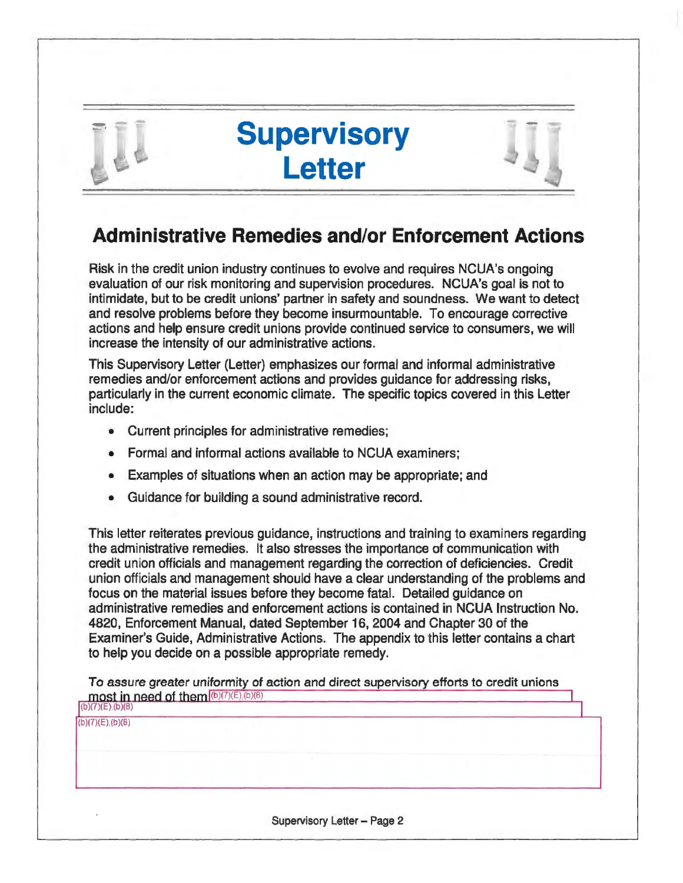# Supervisory Letter

## Administrative Remedies and/or Enforcement Actions

Risk in the credit union industry continues to evolve and requires NCUA's ongoing evaluation of our risk monitoring and supervision procedures. NCUA's goal is not to intimidate, but to be credit unions' partner in safety and soundness. We want to detect and resolve problems before they become insurmountable. To encourage corrective actions and help ensure credit unions provide continued service to consumers, we will increase the intensity of our administrative actions.

This Supervisory Letter (Letter) emphasizes our formal and informal administrative remedies and/or enforcement actions and provides guidance for addressing risks, particularly in the current economic climate. The specific topics covered in this Letter include:

- Current principles for administrative remedies;
- Formal and informal actions available to NCUA examiners;
- Examples of situations when an action may be appropriate; and
- Guidance for building a sound administrative record.

This letter reiterates previous guidance, instructions and training to examiners regarding the administrative remedies. It also stresses the importance of communication with credit union officials and management regarding the correction of deficiencies. Credit union officials and management should have a clear understanding of the problems and focus on the material issues before they become fatal. Detailed guidance on administrative remedies and enforcement actions is contained in NCUA Instruction No. 4820, Enforcement Manual, dated September 16, 2004 and Chapter 30 of the Examiner's Guide, Administrative Actions. The appendix to this letter contains a chart to help you decide on a possible appropriate remedy.

*To assure greater uniformity of action and direct supervisory efforts to credit unions most in need of them* (b)(7)(E),(b)(8)

(b)(7)(E),(b)(8)

(b)(7)(E),(b)(8)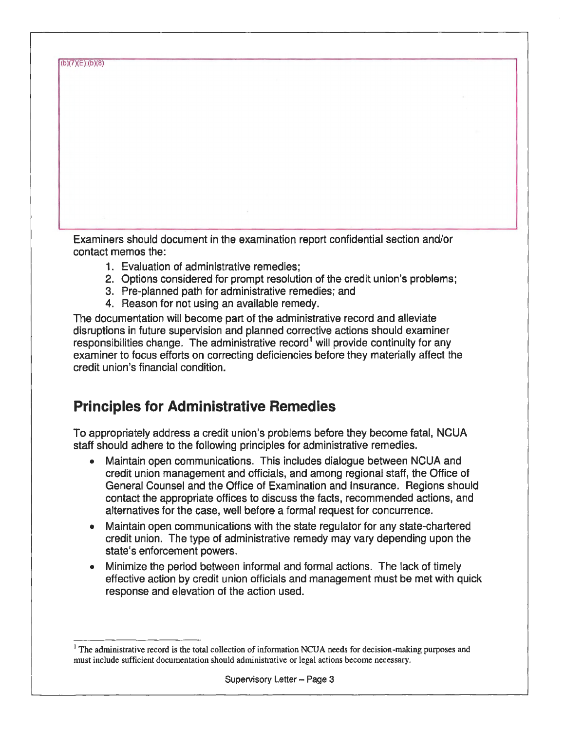(b)(7)(E),(b)(8)

Examiners should document in the examination report confidential section and/or contact memos the:

1. Evaluation of administrative remedies;
2. Options considered for prompt resolution of the credit union's problems;
3. Pre-planned path for administrative remedies; and
4. Reason for not using an available remedy.

The documentation will become part of the administrative record and alleviate disruptions in future supervision and planned corrective actions should examiner responsibilities change. The administrative record[1] will provide continuity for any examiner to focus efforts on correcting deficiencies before they materially affect the credit union's financial condition.

## Principles for Administrative Remedies

To appropriately address a credit union's problems before they become fatal, NCUA staff should adhere to the following principles for administrative remedies.

- Maintain open communications. This includes dialogue between NCUA and credit union management and officials, and among regional staff, the Office of General Counsel and the Office of Examination and Insurance. Regions should contact the appropriate offices to discuss the facts, recommended actions, and alternatives for the case, well before a formal request for concurrence.
- Maintain open communications with the state regulator for any state-chartered credit union. The type of administrative remedy may vary depending upon the state's enforcement powers.
- Minimize the period between informal and formal actions. The lack of timely effective action by credit union officials and management must be met with quick response and elevation of the action used.

[1] The administrative record is the total collection of information NCUA needs for decision-making purposes and must include sufficient documentation should administrative or legal actions become necessary.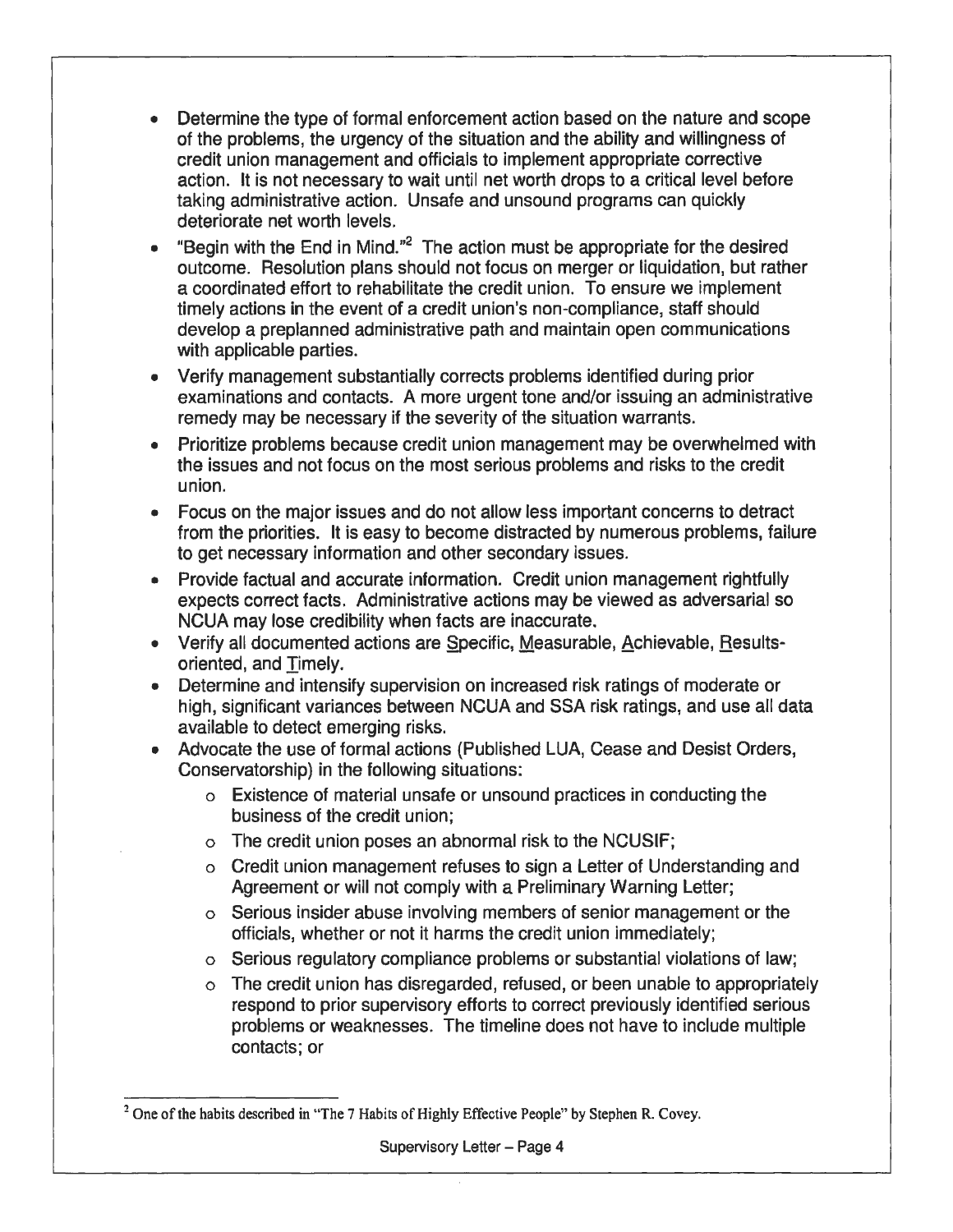- Determine the type of formal enforcement action based on the nature and scope of the problems, the urgency of the situation and the ability and willingness of credit union management and officials to implement appropriate corrective action. It is not necessary to wait until net worth drops to a critical level before taking administrative action. Unsafe and unsound programs can quickly deteriorate net worth levels.
- "Begin with the End in Mind."[2] The action must be appropriate for the desired outcome. Resolution plans should not focus on merger or liquidation, but rather a coordinated effort to rehabilitate the credit union. To ensure we implement timely actions in the event of a credit union's non-compliance, staff should develop a preplanned administrative path and maintain open communications with applicable parties.
- Verify management substantially corrects problems identified during prior examinations and contacts. A more urgent tone and/or issuing an administrative remedy may be necessary if the severity of the situation warrants.
- Prioritize problems because credit union management may be overwhelmed with the issues and not focus on the most serious problems and risks to the credit union.
- Focus on the major issues and do not allow less important concerns to detract from the priorities. It is easy to become distracted by numerous problems, failure to get necessary information and other secondary issues.
- Provide factual and accurate information. Credit union management rightfully expects correct facts. Administrative actions may be viewed as adversarial so NCUA may lose credibility when facts are inaccurate.
- Verify all documented actions are <u>S</u>pecific, <u>M</u>easurable, <u>A</u>chievable, <u>R</u>esults-oriented, and <u>T</u>imely.
- Determine and intensify supervision on increased risk ratings of moderate or high, significant variances between NCUA and SSA risk ratings, and use all data available to detect emerging risks.
- Advocate the use of formal actions (Published LUA, Cease and Desist Orders, Conservatorship) in the following situations:
  - Existence of material unsafe or unsound practices in conducting the business of the credit union;
  - The credit union poses an abnormal risk to the NCUSIF;
  - Credit union management refuses to sign a Letter of Understanding and Agreement or will not comply with a Preliminary Warning Letter;
  - Serious insider abuse involving members of senior management or the officials, whether or not it harms the credit union immediately;
  - Serious regulatory compliance problems or substantial violations of law;
  - The credit union has disregarded, refused, or been unable to appropriately respond to prior supervisory efforts to correct previously identified serious problems or weaknesses. The timeline does not have to include multiple contacts; or

[2] One of the habits described in "The 7 Habits of Highly Effective People" by Stephen R. Covey.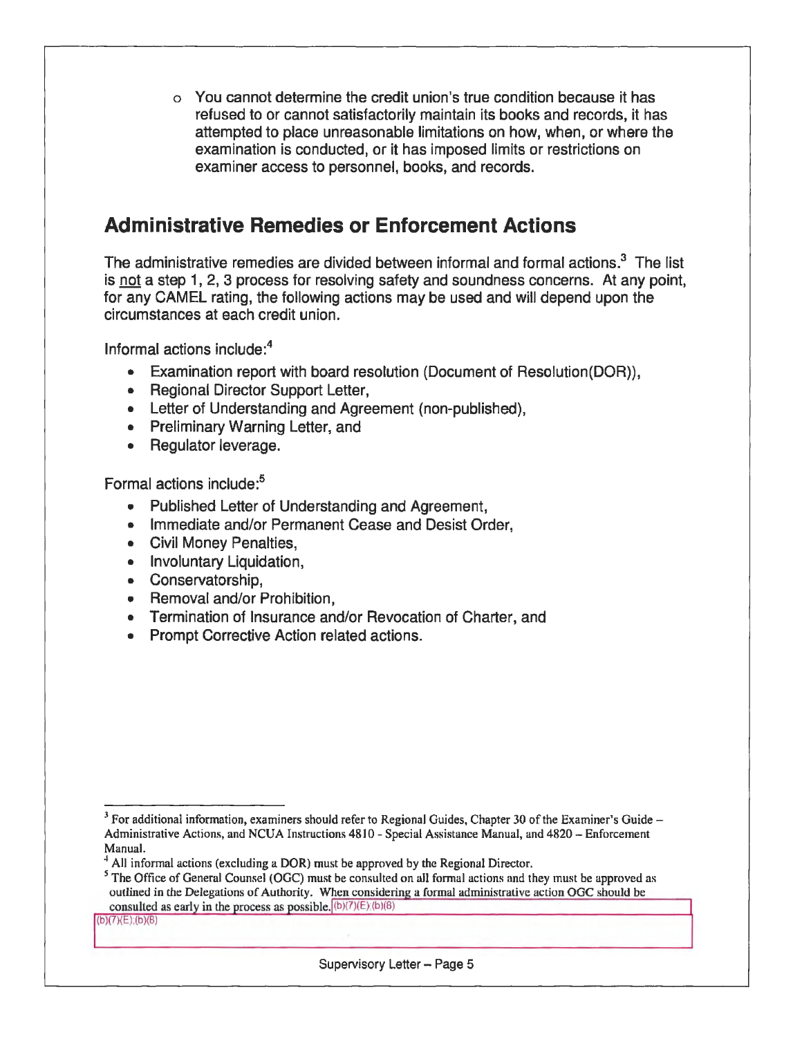- You cannot determine the credit union's true condition because it has refused to or cannot satisfactorily maintain its books and records, it has attempted to place unreasonable limitations on how, when, or where the examination is conducted, or it has imposed limits or restrictions on examiner access to personnel, books, and records.

## Administrative Remedies or Enforcement Actions

The administrative remedies are divided between informal and formal actions.[3] The list is not a step 1, 2, 3 process for resolving safety and soundness concerns. At any point, for any CAMEL rating, the following actions may be used and will depend upon the circumstances at each credit union.

Informal actions include:[4]

- Examination report with board resolution (Document of Resolution(DOR)),
- Regional Director Support Letter,
- Letter of Understanding and Agreement (non-published),
- Preliminary Warning Letter, and
- Regulator leverage.

Formal actions include:[5]

- Published Letter of Understanding and Agreement,
- Immediate and/or Permanent Cease and Desist Order,
- Civil Money Penalties,
- Involuntary Liquidation,
- Conservatorship,
- Removal and/or Prohibition,
- Termination of Insurance and/or Revocation of Charter, and
- Prompt Corrective Action related actions.

---

[3] For additional information, examiners should refer to Regional Guides, Chapter 30 of the Examiner's Guide – Administrative Actions, and NCUA Instructions 4810 - Special Assistance Manual, and 4820 – Enforcement Manual.

[4] All informal actions (excluding a DOR) must be approved by the Regional Director.

[5] The Office of General Counsel (OGC) must be consulted on all formal actions and they must be approved as outlined in the Delegations of Authority. When considering a formal administrative action OGC should be consulted as early in the process as possible. (b)(7)(E),(b)(8)

(b)(7)(E),(b)(8)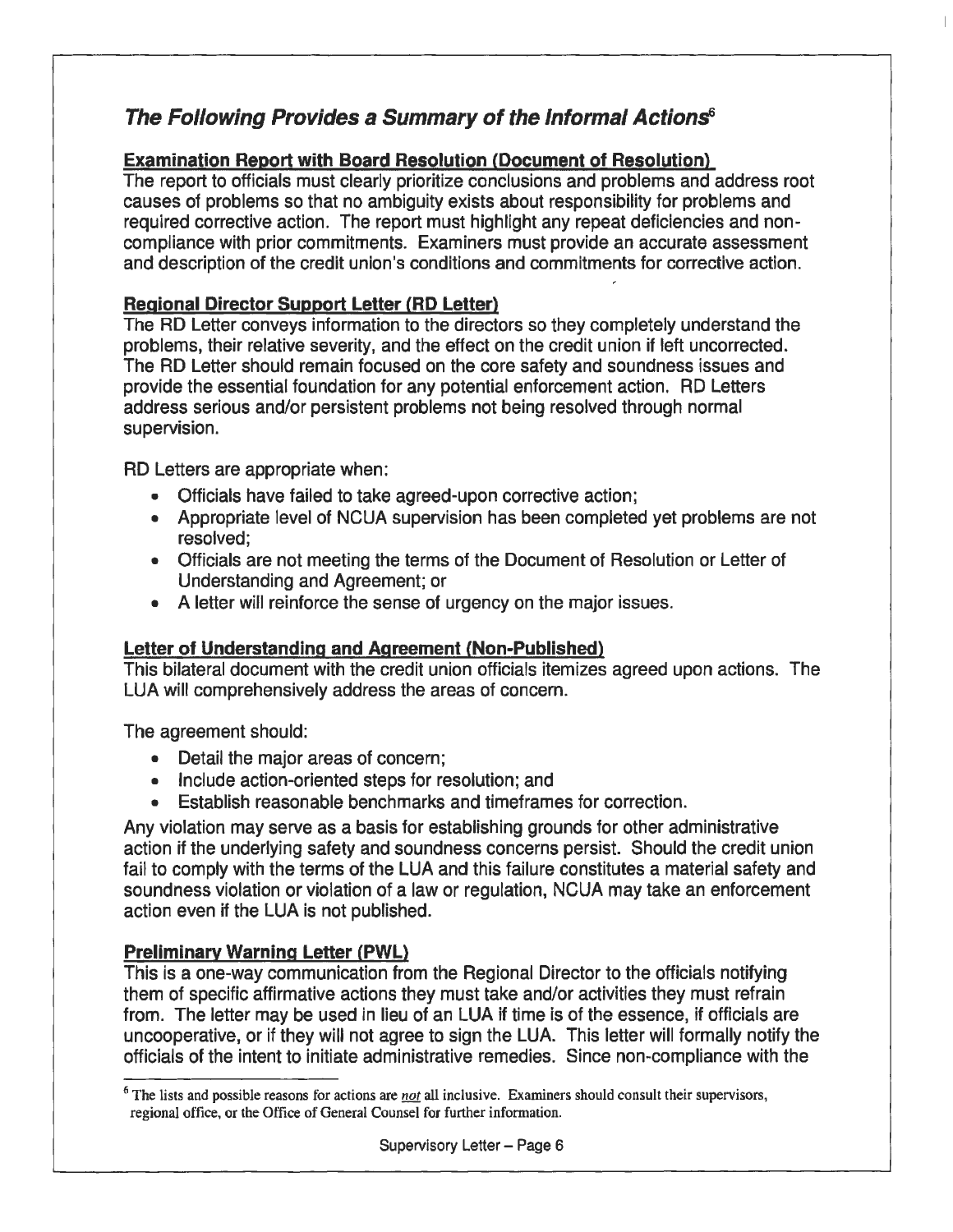## *The Following Provides a Summary of the Informal Actions*[6]

**Examination Report with Board Resolution (Document of Resolution)**

The report to officials must clearly prioritize conclusions and problems and address root causes of problems so that no ambiguity exists about responsibility for problems and required corrective action. The report must highlight any repeat deficiencies and non-compliance with prior commitments. Examiners must provide an accurate assessment and description of the credit union's conditions and commitments for corrective action.

**Regional Director Support Letter (RD Letter)**

The RD Letter conveys information to the directors so they completely understand the problems, their relative severity, and the effect on the credit union if left uncorrected. The RD Letter should remain focused on the core safety and soundness issues and provide the essential foundation for any potential enforcement action. RD Letters address serious and/or persistent problems not being resolved through normal supervision.

RD Letters are appropriate when:

- Officials have failed to take agreed-upon corrective action;
- Appropriate level of NCUA supervision has been completed yet problems are not resolved;
- Officials are not meeting the terms of the Document of Resolution or Letter of Understanding and Agreement; or
- A letter will reinforce the sense of urgency on the major issues.

**Letter of Understanding and Agreement (Non-Published)**

This bilateral document with the credit union officials itemizes agreed upon actions. The LUA will comprehensively address the areas of concern.

The agreement should:

- Detail the major areas of concern;
- Include action-oriented steps for resolution; and
- Establish reasonable benchmarks and timeframes for correction.

Any violation may serve as a basis for establishing grounds for other administrative action if the underlying safety and soundness concerns persist. Should the credit union fail to comply with the terms of the LUA and this failure constitutes a material safety and soundness violation or violation of a law or regulation, NCUA may take an enforcement action even if the LUA is not published.

**Preliminary Warning Letter (PWL)**

This is a one-way communication from the Regional Director to the officials notifying them of specific affirmative actions they must take and/or activities they must refrain from. The letter may be used in lieu of an LUA if time is of the essence, if officials are uncooperative, or if they will not agree to sign the LUA. This letter will formally notify the officials of the intent to initiate administrative remedies. Since non-compliance with the

---

[6] The lists and possible reasons for actions are *not* all inclusive. Examiners should consult their supervisors, regional office, or the Office of General Counsel for further information.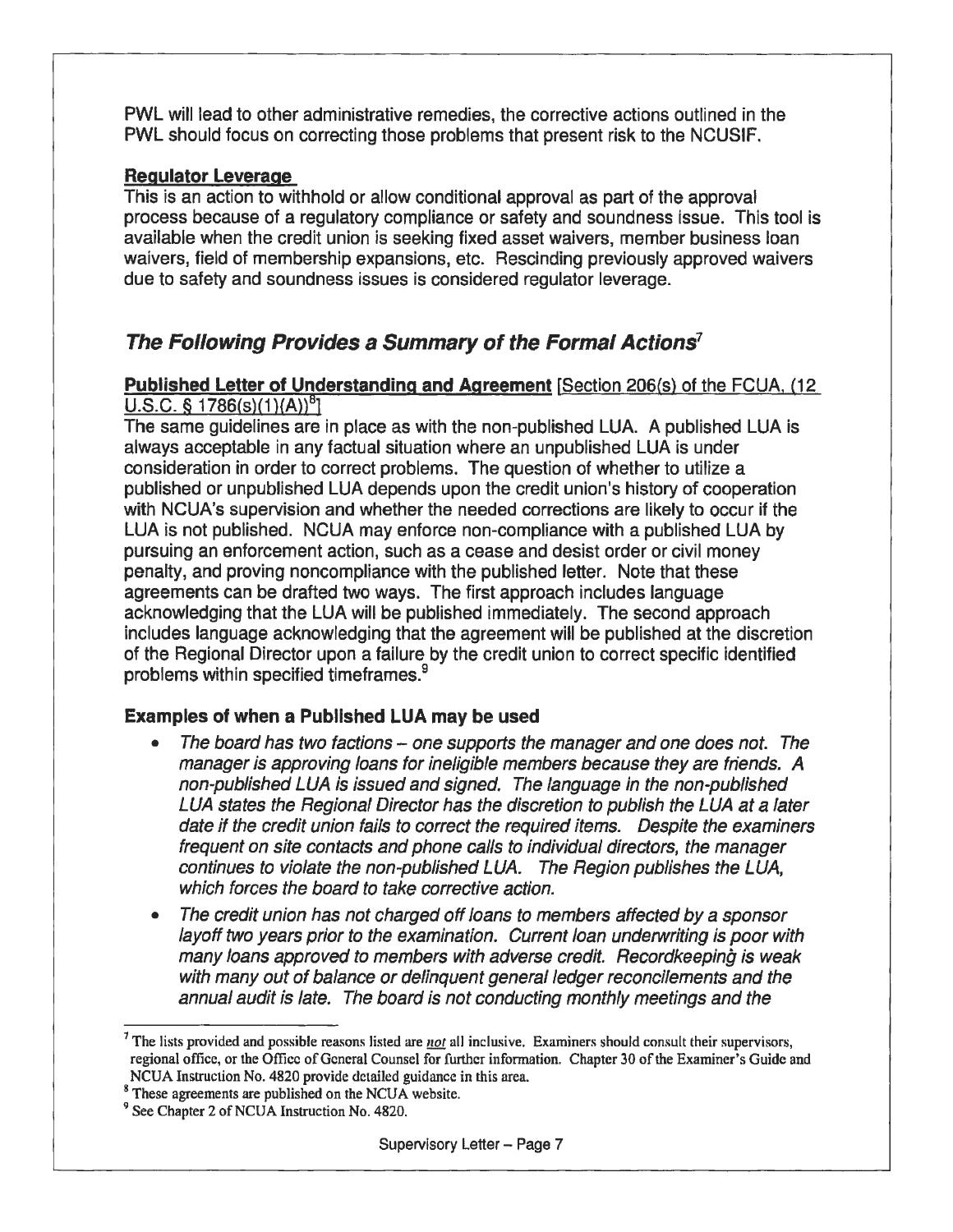PWL will lead to other administrative remedies, the corrective actions outlined in the PWL should focus on correcting those problems that present risk to the NCUSIF.

**Regulator Leverage**

This is an action to withhold or allow conditional approval as part of the approval process because of a regulatory compliance or safety and soundness issue. This tool is available when the credit union is seeking fixed asset waivers, member business loan waivers, field of membership expansions, etc. Rescinding previously approved waivers due to safety and soundness issues is considered regulator leverage.

## *The Following Provides a Summary of the Formal Actions*[7]

**Published Letter of Understanding and Agreement** [Section 206(s) of the FCUA, (12 U.S.C. § 1786(s)(1)(A))[8]]

The same guidelines are in place as with the non-published LUA. A published LUA is always acceptable in any factual situation where an unpublished LUA is under consideration in order to correct problems. The question of whether to utilize a published or unpublished LUA depends upon the credit union's history of cooperation with NCUA's supervision and whether the needed corrections are likely to occur if the LUA is not published. NCUA may enforce non-compliance with a published LUA by pursuing an enforcement action, such as a cease and desist order or civil money penalty, and proving noncompliance with the published letter. Note that these agreements can be drafted two ways. The first approach includes language acknowledging that the LUA will be published immediately. The second approach includes language acknowledging that the agreement will be published at the discretion of the Regional Director upon a failure by the credit union to correct specific identified problems within specified timeframes.[9]

**Examples of when a Published LUA may be used**

- *The board has two factions – one supports the manager and one does not. The manager is approving loans for ineligible members because they are friends. A non-published LUA is issued and signed. The language in the non-published LUA states the Regional Director has the discretion to publish the LUA at a later date if the credit union fails to correct the required items. Despite the examiners frequent on site contacts and phone calls to individual directors, the manager continues to violate the non-published LUA. The Region publishes the LUA, which forces the board to take corrective action.*
- *The credit union has not charged off loans to members affected by a sponsor layoff two years prior to the examination. Current loan underwriting is poor with many loans approved to members with adverse credit. Recordkeeping is weak with many out of balance or delinquent general ledger reconcilements and the annual audit is late. The board is not conducting monthly meetings and the*

---

[7] The lists provided and possible reasons listed are *not* all inclusive. Examiners should consult their supervisors, regional office, or the Office of General Counsel for further information. Chapter 30 of the Examiner's Guide and NCUA Instruction No. 4820 provide detailed guidance in this area.

[8] These agreements are published on the NCUA website.

[9] See Chapter 2 of NCUA Instruction No. 4820.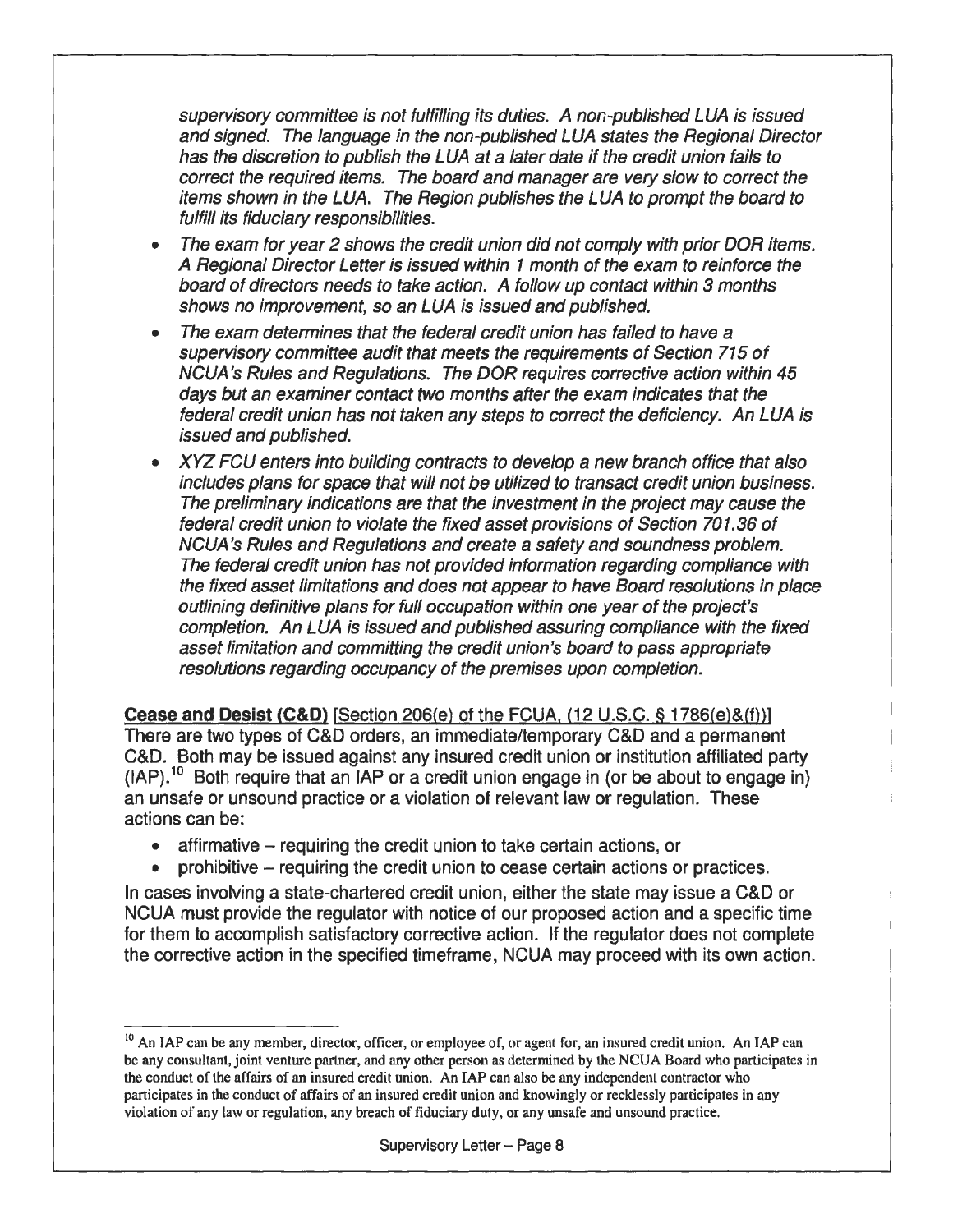*supervisory committee is not fulfilling its duties. A non-published LUA is issued and signed. The language in the non-published LUA states the Regional Director has the discretion to publish the LUA at a later date if the credit union fails to correct the required items. The board and manager are very slow to correct the items shown in the LUA. The Region publishes the LUA to prompt the board to fulfill its fiduciary responsibilities.*

- *The exam for year 2 shows the credit union did not comply with prior DOR items. A Regional Director Letter is issued within 1 month of the exam to reinforce the board of directors needs to take action. A follow up contact within 3 months shows no improvement, so an LUA is issued and published.*
- *The exam determines that the federal credit union has failed to have a supervisory committee audit that meets the requirements of Section 715 of NCUA's Rules and Regulations. The DOR requires corrective action within 45 days but an examiner contact two months after the exam indicates that the federal credit union has not taken any steps to correct the deficiency. An LUA is issued and published.*
- *XYZ FCU enters into building contracts to develop a new branch office that also includes plans for space that will not be utilized to transact credit union business. The preliminary indications are that the investment in the project may cause the federal credit union to violate the fixed asset provisions of Section 701.36 of NCUA's Rules and Regulations and create a safety and soundness problem. The federal credit union has not provided information regarding compliance with the fixed asset limitations and does not appear to have Board resolutions in place outlining definitive plans for full occupation within one year of the project's completion. An LUA is issued and published assuring compliance with the fixed asset limitation and committing the credit union's board to pass appropriate resolutions regarding occupancy of the premises upon completion.*

**Cease and Desist (C&D)** [Section 206(e) of the FCUA, (12 U.S.C. § 1786(e)&(f))]
There are two types of C&D orders, an immediate/temporary C&D and a permanent C&D. Both may be issued against any insured credit union or institution affiliated party (IAP).[10] Both require that an IAP or a credit union engage in (or be about to engage in) an unsafe or unsound practice or a violation of relevant law or regulation. These actions can be:

- affirmative – requiring the credit union to take certain actions, or
- prohibitive – requiring the credit union to cease certain actions or practices.

In cases involving a state-chartered credit union, either the state may issue a C&D or NCUA must provide the regulator with notice of our proposed action and a specific time for them to accomplish satisfactory corrective action. If the regulator does not complete the corrective action in the specified timeframe, NCUA may proceed with its own action.

[10] An IAP can be any member, director, officer, or employee of, or agent for, an insured credit union. An IAP can be any consultant, joint venture partner, and any other person as determined by the NCUA Board who participates in the conduct of the affairs of an insured credit union. An IAP can also be any independent contractor who participates in the conduct of affairs of an insured credit union and knowingly or recklessly participates in any violation of any law or regulation, any breach of fiduciary duty, or any unsafe and unsound practice.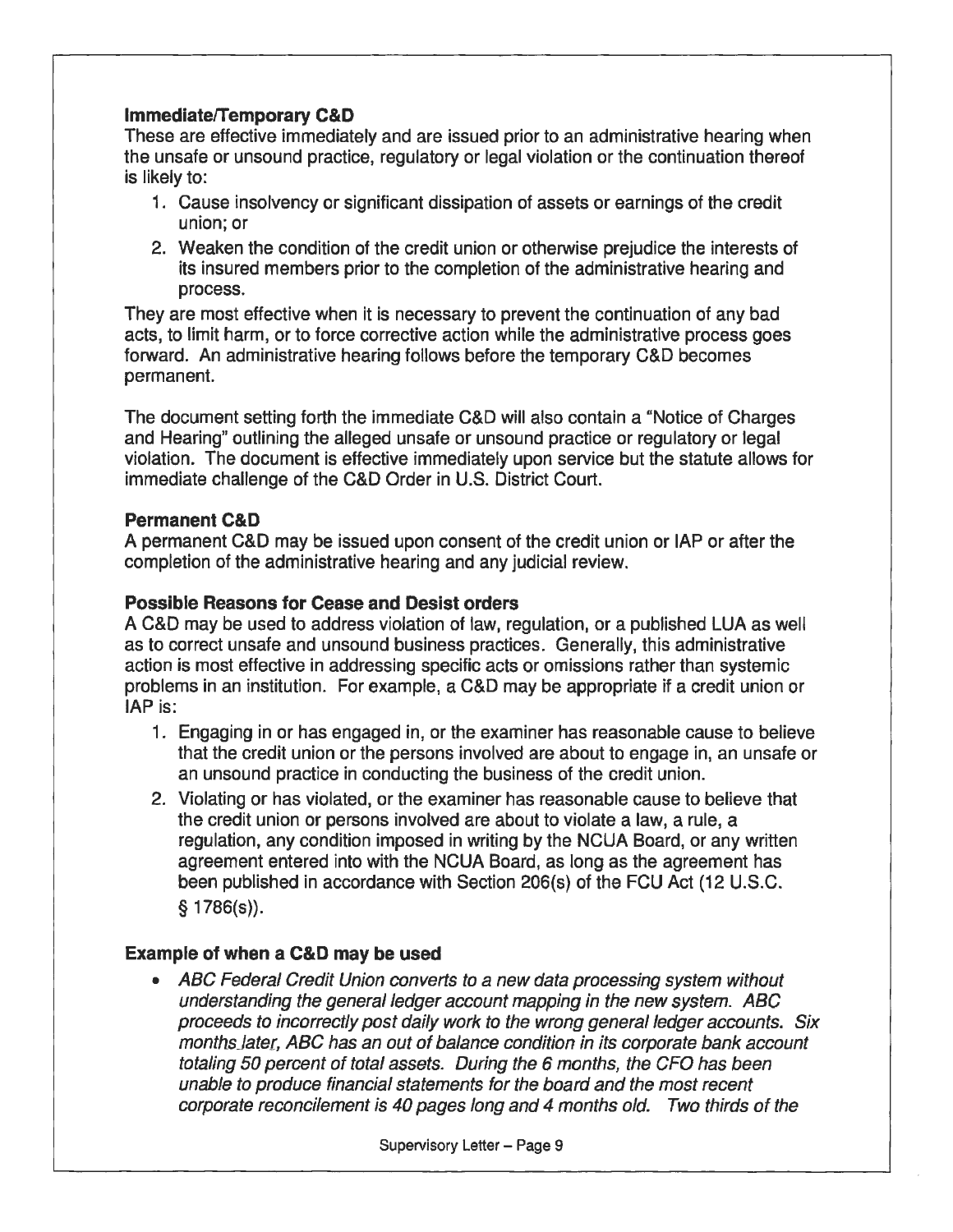**Immediate/Temporary C&D**

These are effective immediately and are issued prior to an administrative hearing when the unsafe or unsound practice, regulatory or legal violation or the continuation thereof is likely to:

1. Cause insolvency or significant dissipation of assets or earnings of the credit union; or
2. Weaken the condition of the credit union or otherwise prejudice the interests of its insured members prior to the completion of the administrative hearing and process.

They are most effective when it is necessary to prevent the continuation of any bad acts, to limit harm, or to force corrective action while the administrative process goes forward. An administrative hearing follows before the temporary C&D becomes permanent.

The document setting forth the immediate C&D will also contain a "Notice of Charges and Hearing" outlining the alleged unsafe or unsound practice or regulatory or legal violation. The document is effective immediately upon service but the statute allows for immediate challenge of the C&D Order in U.S. District Court.

**Permanent C&D**

A permanent C&D may be issued upon consent of the credit union or IAP or after the completion of the administrative hearing and any judicial review.

**Possible Reasons for Cease and Desist orders**

A C&D may be used to address violation of law, regulation, or a published LUA as well as to correct unsafe and unsound business practices. Generally, this administrative action is most effective in addressing specific acts or omissions rather than systemic problems in an institution. For example, a C&D may be appropriate if a credit union or IAP is:

1. Engaging in or has engaged in, or the examiner has reasonable cause to believe that the credit union or the persons involved are about to engage in, an unsafe or an unsound practice in conducting the business of the credit union.
2. Violating or has violated, or the examiner has reasonable cause to believe that the credit union or persons involved are about to violate a law, a rule, a regulation, any condition imposed in writing by the NCUA Board, or any written agreement entered into with the NCUA Board, as long as the agreement has been published in accordance with Section 206(s) of the FCU Act (12 U.S.C. § 1786(s)).

**Example of when a C&D may be used**

- *ABC Federal Credit Union converts to a new data processing system without understanding the general ledger account mapping in the new system. ABC proceeds to incorrectly post daily work to the wrong general ledger accounts. Six months later, ABC has an out of balance condition in its corporate bank account totaling 50 percent of total assets. During the 6 months, the CFO has been unable to produce financial statements for the board and the most recent corporate reconcilement is 40 pages long and 4 months old. Two thirds of the*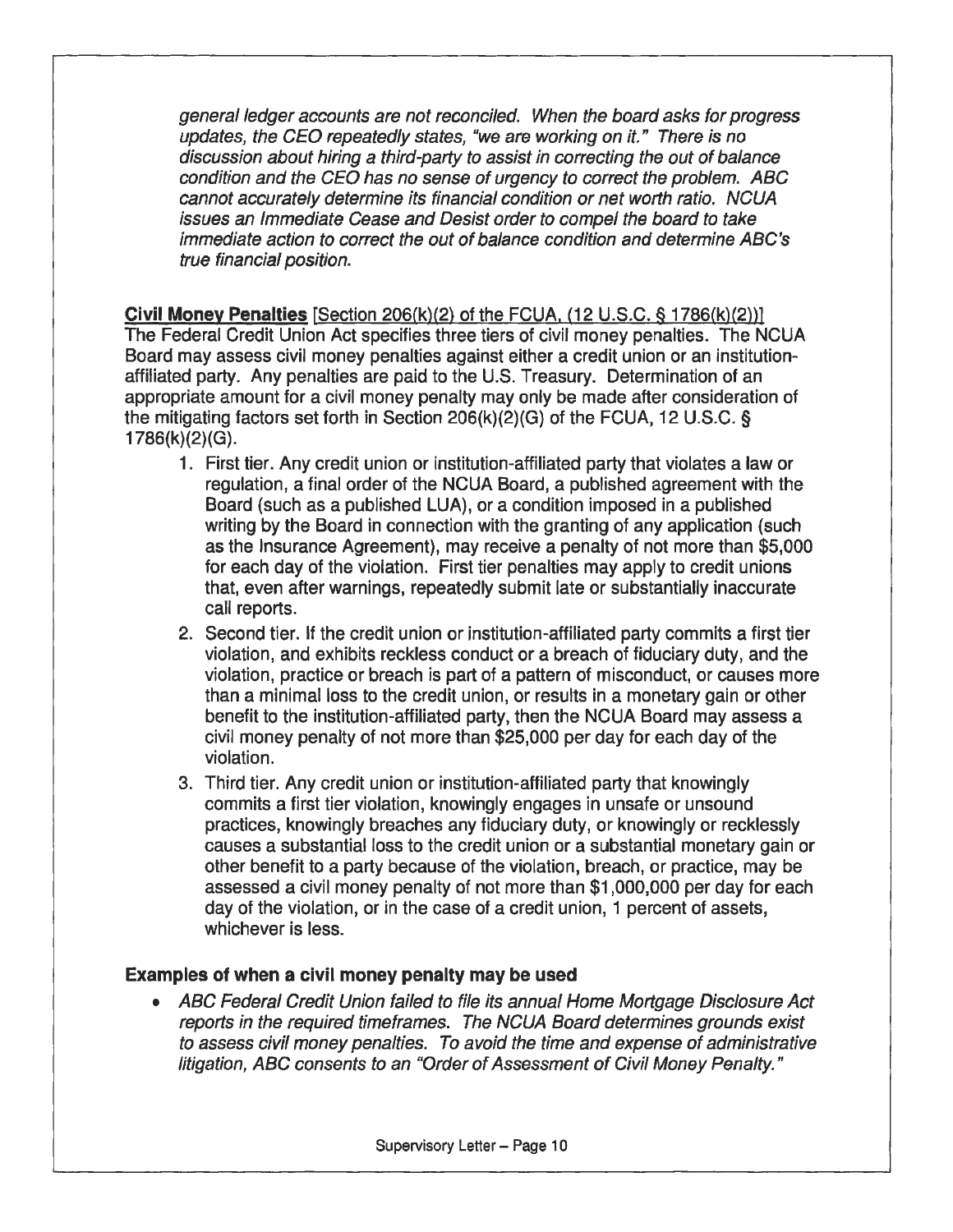*general ledger accounts are not reconciled. When the board asks for progress updates, the CEO repeatedly states, "we are working on it." There is no discussion about hiring a third-party to assist in correcting the out of balance condition and the CEO has no sense of urgency to correct the problem. ABC cannot accurately determine its financial condition or net worth ratio. NCUA issues an Immediate Cease and Desist order to compel the board to take immediate action to correct the out of balance condition and determine ABC's true financial position.*

**<u>Civil Money Penalties</u>** <u>[Section 206(k)(2) of the FCUA, (12 U.S.C. § 1786(k)(2))]</u>
The Federal Credit Union Act specifies three tiers of civil money penalties. The NCUA Board may assess civil money penalties against either a credit union or an institution-affiliated party. Any penalties are paid to the U.S. Treasury. Determination of an appropriate amount for a civil money penalty may only be made after consideration of the mitigating factors set forth in Section 206(k)(2)(G) of the FCUA, 12 U.S.C. § 1786(k)(2)(G).

1. First tier. Any credit union or institution-affiliated party that violates a law or regulation, a final order of the NCUA Board, a published agreement with the Board (such as a published LUA), or a condition imposed in a published writing by the Board in connection with the granting of any application (such as the Insurance Agreement), may receive a penalty of not more than $5,000 for each day of the violation. First tier penalties may apply to credit unions that, even after warnings, repeatedly submit late or substantially inaccurate call reports.
2. Second tier. If the credit union or institution-affiliated party commits a first tier violation, and exhibits reckless conduct or a breach of fiduciary duty, and the violation, practice or breach is part of a pattern of misconduct, or causes more than a minimal loss to the credit union, or results in a monetary gain or other benefit to the institution-affiliated party, then the NCUA Board may assess a civil money penalty of not more than $25,000 per day for each day of the violation.
3. Third tier. Any credit union or institution-affiliated party that knowingly commits a first tier violation, knowingly engages in unsafe or unsound practices, knowingly breaches any fiduciary duty, or knowingly or recklessly causes a substantial loss to the credit union or a substantial monetary gain or other benefit to a party because of the violation, breach, or practice, may be assessed a civil money penalty of not more than $1,000,000 per day for each day of the violation, or in the case of a credit union, 1 percent of assets, whichever is less.

**Examples of when a civil money penalty may be used**

- *ABC Federal Credit Union failed to file its annual Home Mortgage Disclosure Act reports in the required timeframes. The NCUA Board determines grounds exist to assess civil money penalties. To avoid the time and expense of administrative litigation, ABC consents to an "Order of Assessment of Civil Money Penalty."*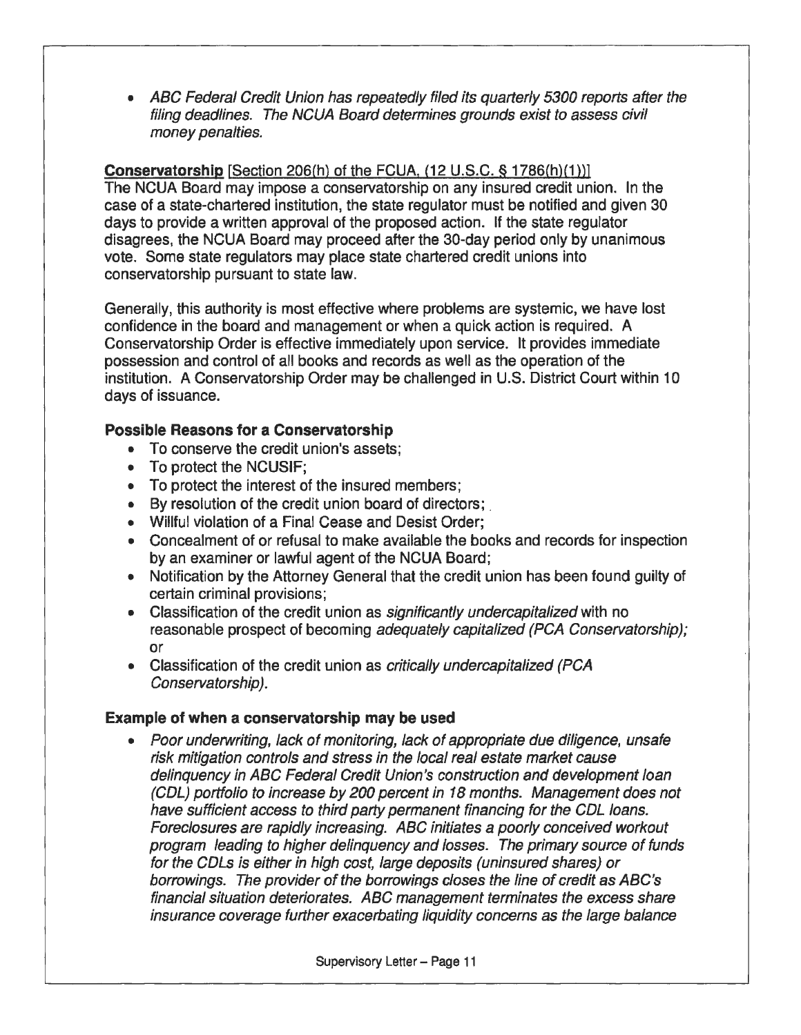- *ABC Federal Credit Union has repeatedly filed its quarterly 5300 reports after the filing deadlines. The NCUA Board determines grounds exist to assess civil money penalties.*

**Conservatorship** [Section 206(h) of the FCUA, (12 U.S.C. § 1786(h)(1))]
The NCUA Board may impose a conservatorship on any insured credit union. In the case of a state-chartered institution, the state regulator must be notified and given 30 days to provide a written approval of the proposed action. If the state regulator disagrees, the NCUA Board may proceed after the 30-day period only by unanimous vote. Some state regulators may place state chartered credit unions into conservatorship pursuant to state law.

Generally, this authority is most effective where problems are systemic, we have lost confidence in the board and management or when a quick action is required. A Conservatorship Order is effective immediately upon service. It provides immediate possession and control of all books and records as well as the operation of the institution. A Conservatorship Order may be challenged in U.S. District Court within 10 days of issuance.

**Possible Reasons for a Conservatorship**

- To conserve the credit union's assets;
- To protect the NCUSIF;
- To protect the interest of the insured members;
- By resolution of the credit union board of directors;
- Willful violation of a Final Cease and Desist Order;
- Concealment of or refusal to make available the books and records for inspection by an examiner or lawful agent of the NCUA Board;
- Notification by the Attorney General that the credit union has been found guilty of certain criminal provisions;
- Classification of the credit union as *significantly undercapitalized* with no reasonable prospect of becoming *adequately capitalized (PCA Conservatorship)*; or
- Classification of the credit union as *critically undercapitalized (PCA Conservatorship)*.

**Example of when a conservatorship may be used**

- *Poor underwriting, lack of monitoring, lack of appropriate due diligence, unsafe risk mitigation controls and stress in the local real estate market cause delinquency in ABC Federal Credit Union's construction and development loan (CDL) portfolio to increase by 200 percent in 18 months. Management does not have sufficient access to third party permanent financing for the CDL loans. Foreclosures are rapidly increasing. ABC initiates a poorly conceived workout program leading to higher delinquency and losses. The primary source of funds for the CDLs is either in high cost, large deposits (uninsured shares) or borrowings. The provider of the borrowings closes the line of credit as ABC's financial situation deteriorates. ABC management terminates the excess share insurance coverage further exacerbating liquidity concerns as the large balance*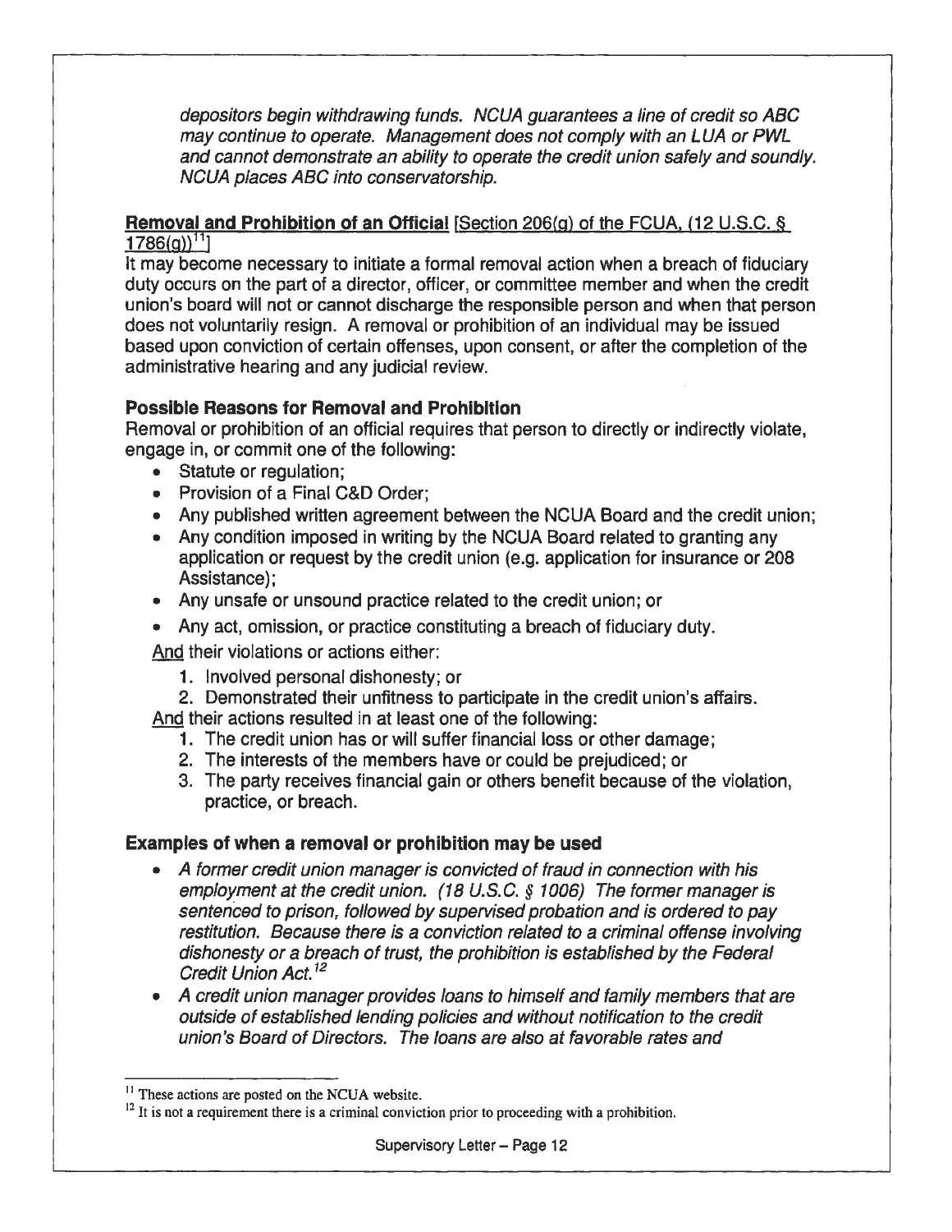*depositors begin withdrawing funds. NCUA guarantees a line of credit so ABC may continue to operate. Management does not comply with an LUA or PWL and cannot demonstrate an ability to operate the credit union safely and soundly. NCUA places ABC into conservatorship.*

**Removal and Prohibition of an Official** [Section 206(g) of the FCUA, (12 U.S.C. § 1786(g))[11]]

It may become necessary to initiate a formal removal action when a breach of fiduciary duty occurs on the part of a director, officer, or committee member and when the credit union's board will not or cannot discharge the responsible person and when that person does not voluntarily resign. A removal or prohibition of an individual may be issued based upon conviction of certain offenses, upon consent, or after the completion of the administrative hearing and any judicial review.

### Possible Reasons for Removal and Prohibition

Removal or prohibition of an official requires that person to directly or indirectly violate, engage in, or commit one of the following:

- Statute or regulation;
- Provision of a Final C&D Order;
- Any published written agreement between the NCUA Board and the credit union;
- Any condition imposed in writing by the NCUA Board related to granting any application or request by the credit union (e.g. application for insurance or 208 Assistance);
- Any unsafe or unsound practice related to the credit union; or
- Any act, omission, or practice constituting a breach of fiduciary duty.

And their violations or actions either:

1. Involved personal dishonesty; or
2. Demonstrated their unfitness to participate in the credit union's affairs.

And their actions resulted in at least one of the following:

1. The credit union has or will suffer financial loss or other damage;
2. The interests of the members have or could be prejudiced; or
3. The party receives financial gain or others benefit because of the violation, practice, or breach.

### Examples of when a removal or prohibition may be used

- *A former credit union manager is convicted of fraud in connection with his employment at the credit union. (18 U.S.C. § 1006) The former manager is sentenced to prison, followed by supervised probation and is ordered to pay restitution. Because there is a conviction related to a criminal offense involving dishonesty or a breach of trust, the prohibition is established by the Federal Credit Union Act.*[12]
- *A credit union manager provides loans to himself and family members that are outside of established lending policies and without notification to the credit union's Board of Directors. The loans are also at favorable rates and*

---

[11] These actions are posted on the NCUA website.

[12] It is not a requirement there is a criminal conviction prior to proceeding with a prohibition.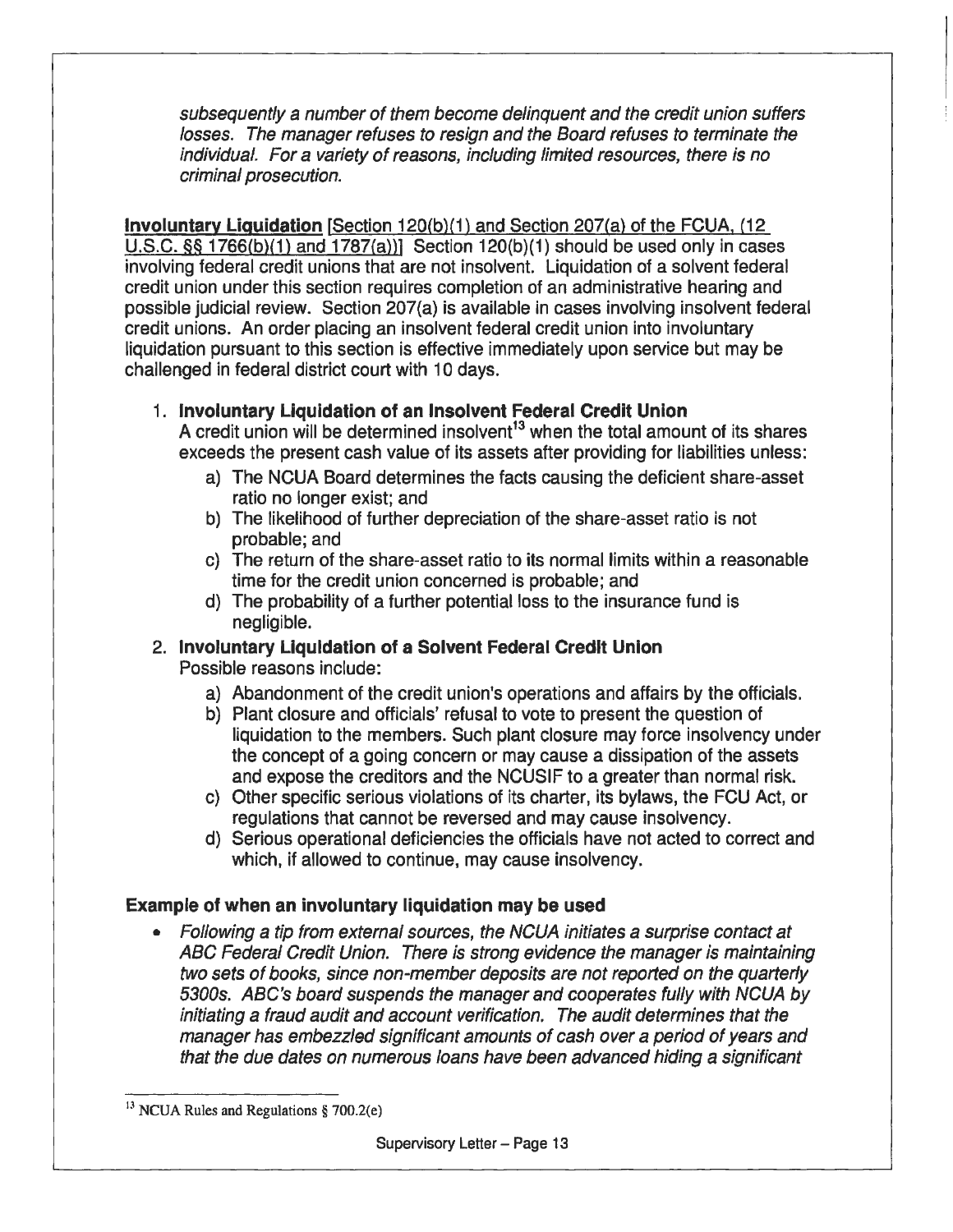*subsequently a number of them become delinquent and the credit union suffers losses. The manager refuses to resign and the Board refuses to terminate the individual. For a variety of reasons, including limited resources, there is no criminal prosecution.*

**Involuntary Liquidation** [Section 120(b)(1) and Section 207(a) of the FCUA, (12 U.S.C. §§ 1766(b)(1) and 1787(a))] Section 120(b)(1) should be used only in cases involving federal credit unions that are not insolvent. Liquidation of a solvent federal credit union under this section requires completion of an administrative hearing and possible judicial review. Section 207(a) is available in cases involving insolvent federal credit unions. An order placing an insolvent federal credit union into involuntary liquidation pursuant to this section is effective immediately upon service but may be challenged in federal district court with 10 days.

1. **Involuntary Liquidation of an Insolvent Federal Credit Union**
   A credit union will be determined insolvent[13] when the total amount of its shares exceeds the present cash value of its assets after providing for liabilities unless:
   a) The NCUA Board determines the facts causing the deficient share-asset ratio no longer exist; and
   b) The likelihood of further depreciation of the share-asset ratio is not probable; and
   c) The return of the share-asset ratio to its normal limits within a reasonable time for the credit union concerned is probable; and
   d) The probability of a further potential loss to the insurance fund is negligible.
2. **Involuntary Liquidation of a Solvent Federal Credit Union**
   Possible reasons include:
   a) Abandonment of the credit union's operations and affairs by the officials.
   b) Plant closure and officials' refusal to vote to present the question of liquidation to the members. Such plant closure may force insolvency under the concept of a going concern or may cause a dissipation of the assets and expose the creditors and the NCUSIF to a greater than normal risk.
   c) Other specific serious violations of its charter, its bylaws, the FCU Act, or regulations that cannot be reversed and may cause insolvency.
   d) Serious operational deficiencies the officials have not acted to correct and which, if allowed to continue, may cause insolvency.

**Example of when an involuntary liquidation may be used**

- *Following a tip from external sources, the NCUA initiates a surprise contact at ABC Federal Credit Union. There is strong evidence the manager is maintaining two sets of books, since non-member deposits are not reported on the quarterly 5300s. ABC's board suspends the manager and cooperates fully with NCUA by initiating a fraud audit and account verification. The audit determines that the manager has embezzled significant amounts of cash over a period of years and that the due dates on numerous loans have been advanced hiding a significant*

[13] NCUA Rules and Regulations § 700.2(e)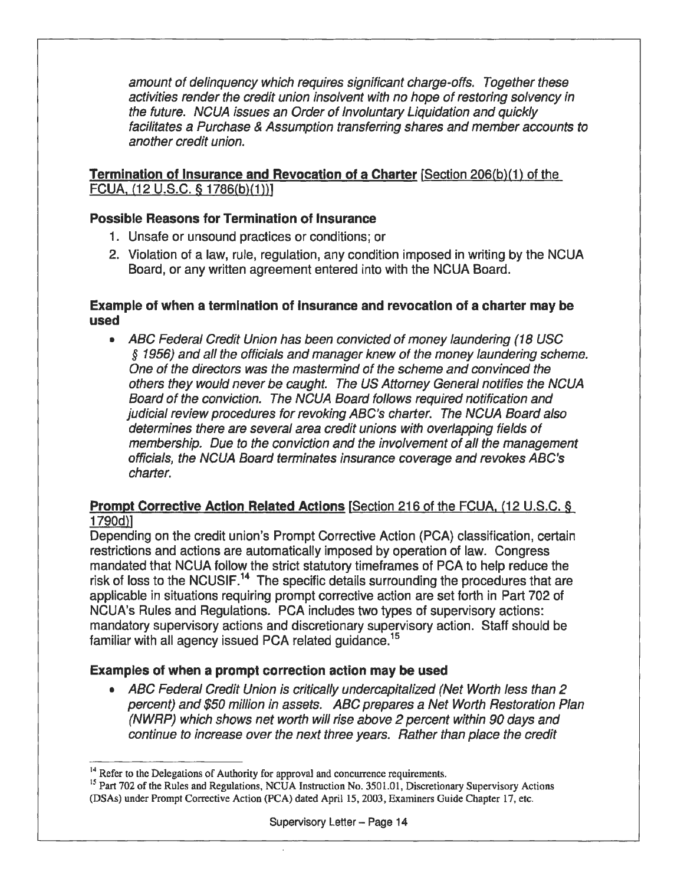*amount of delinquency which requires significant charge-offs. Together these activities render the credit union insolvent with no hope of restoring solvency in the future. NCUA issues an Order of Involuntary Liquidation and quickly facilitates a Purchase & Assumption transferring shares and member accounts to another credit union.*

**Termination of Insurance and Revocation of a Charter** [Section 206(b)(1) of the FCUA, (12 U.S.C. § 1786(b)(1))]

**Possible Reasons for Termination of Insurance**

1. Unsafe or unsound practices or conditions; or
2. Violation of a law, rule, regulation, any condition imposed in writing by the NCUA Board, or any written agreement entered into with the NCUA Board.

**Example of when a termination of insurance and revocation of a charter may be used**

- *ABC Federal Credit Union has been convicted of money laundering (18 USC § 1956) and all the officials and manager knew of the money laundering scheme. One of the directors was the mastermind of the scheme and convinced the others they would never be caught. The US Attorney General notifies the NCUA Board of the conviction. The NCUA Board follows required notification and judicial review procedures for revoking ABC's charter. The NCUA Board also determines there are several area credit unions with overlapping fields of membership. Due to the conviction and the involvement of all the management officials, the NCUA Board terminates insurance coverage and revokes ABC's charter.*

**Prompt Corrective Action Related Actions** [Section 216 of the FCUA, (12 U.S.C. § 1790d)]

Depending on the credit union's Prompt Corrective Action (PCA) classification, certain restrictions and actions are automatically imposed by operation of law. Congress mandated that NCUA follow the strict statutory timeframes of PCA to help reduce the risk of loss to the NCUSIF.[14] The specific details surrounding the procedures that are applicable in situations requiring prompt corrective action are set forth in Part 702 of NCUA's Rules and Regulations. PCA includes two types of supervisory actions: mandatory supervisory actions and discretionary supervisory action. Staff should be familiar with all agency issued PCA related guidance.[15]

**Examples of when a prompt correction action may be used**

- *ABC Federal Credit Union is critically undercapitalized (Net Worth less than 2 percent) and $50 million in assets. ABC prepares a Net Worth Restoration Plan (NWRP) which shows net worth will rise above 2 percent within 90 days and continue to increase over the next three years. Rather than place the credit*

---

[14] Refer to the Delegations of Authority for approval and concurrence requirements.

[15] Part 702 of the Rules and Regulations, NCUA Instruction No. 3501.01, Discretionary Supervisory Actions (DSAs) under Prompt Corrective Action (PCA) dated April 15, 2003, Examiners Guide Chapter 17, etc.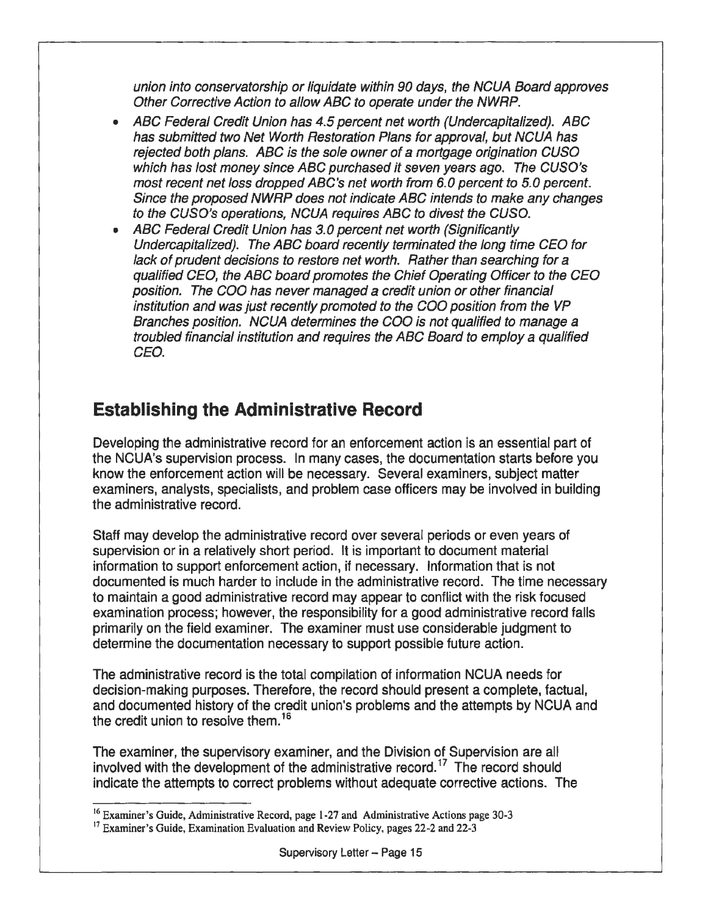*union into conservatorship or liquidate within 90 days, the NCUA Board approves Other Corrective Action to allow ABC to operate under the NWRP.*

- *ABC Federal Credit Union has 4.5 percent net worth (Undercapitalized). ABC has submitted two Net Worth Restoration Plans for approval, but NCUA has rejected both plans. ABC is the sole owner of a mortgage origination CUSO which has lost money since ABC purchased it seven years ago. The CUSO's most recent net loss dropped ABC's net worth from 6.0 percent to 5.0 percent. Since the proposed NWRP does not indicate ABC intends to make any changes to the CUSO's operations, NCUA requires ABC to divest the CUSO.*
- *ABC Federal Credit Union has 3.0 percent net worth (Significantly Undercapitalized). The ABC board recently terminated the long time CEO for lack of prudent decisions to restore net worth. Rather than searching for a qualified CEO, the ABC board promotes the Chief Operating Officer to the CEO position. The COO has never managed a credit union or other financial institution and was just recently promoted to the COO position from the VP Branches position. NCUA determines the COO is not qualified to manage a troubled financial institution and requires the ABC Board to employ a qualified CEO.*

## Establishing the Administrative Record

Developing the administrative record for an enforcement action is an essential part of the NCUA's supervision process. In many cases, the documentation starts before you know the enforcement action will be necessary. Several examiners, subject matter examiners, analysts, specialists, and problem case officers may be involved in building the administrative record.

Staff may develop the administrative record over several periods or even years of supervision or in a relatively short period. It is important to document material information to support enforcement action, if necessary. Information that is not documented is much harder to include in the administrative record. The time necessary to maintain a good administrative record may appear to conflict with the risk focused examination process; however, the responsibility for a good administrative record falls primarily on the field examiner. The examiner must use considerable judgment to determine the documentation necessary to support possible future action.

The administrative record is the total compilation of information NCUA needs for decision-making purposes. Therefore, the record should present a complete, factual, and documented history of the credit union's problems and the attempts by NCUA and the credit union to resolve them.[16]

The examiner, the supervisory examiner, and the Division of Supervision are all involved with the development of the administrative record.[17] The record should indicate the attempts to correct problems without adequate corrective actions. The

---

[16] Examiner's Guide, Administrative Record, page 1-27 and Administrative Actions page 30-3

[17] Examiner's Guide, Examination Evaluation and Review Policy, pages 22-2 and 22-3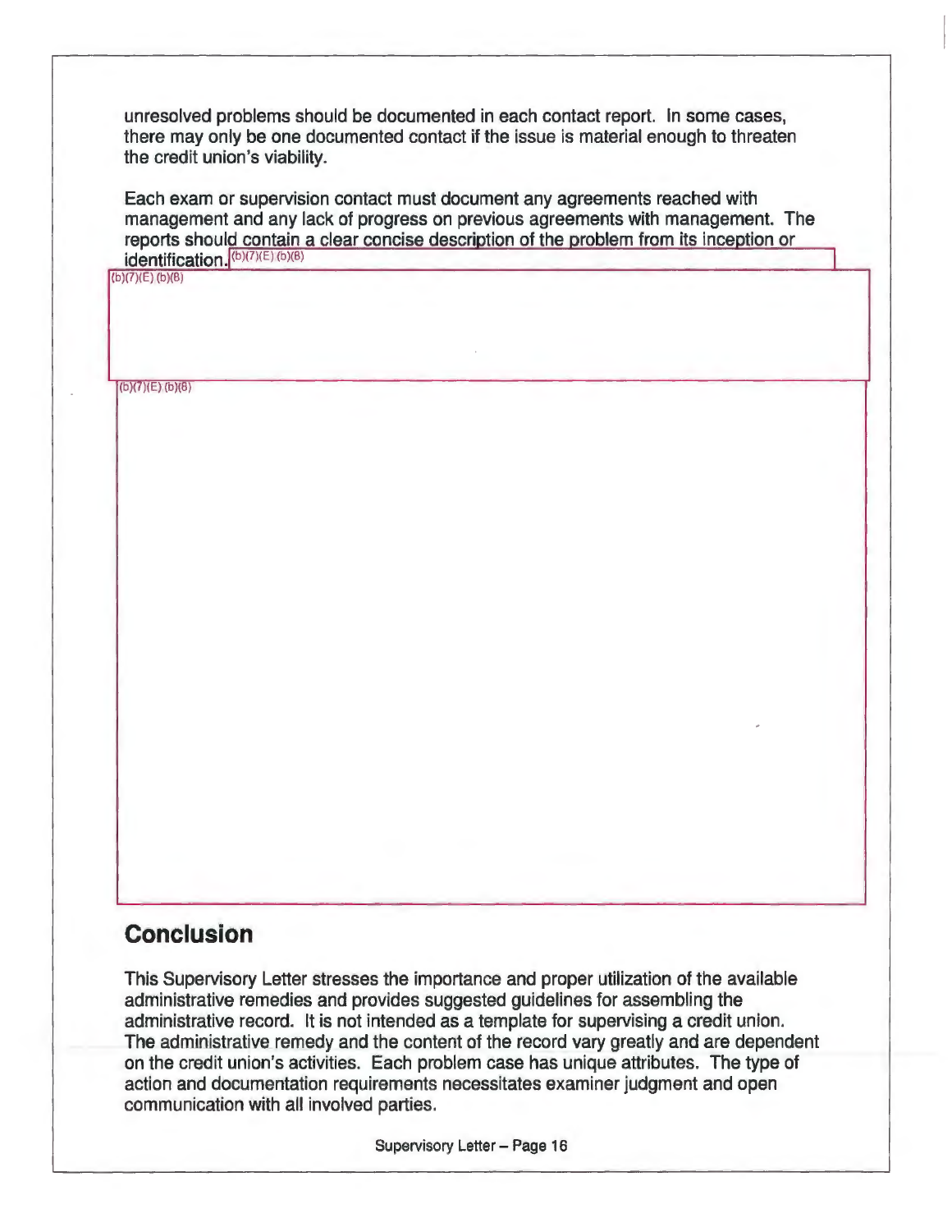unresolved problems should be documented in each contact report. In some cases, there may only be one documented contact if the issue is material enough to threaten the credit union's viability.

Each exam or supervision contact must document any agreements reached with management and any lack of progress on previous agreements with management. The reports should contain a clear concise description of the problem from its inception or identification. (b)(7)(E) (b)(8)

(b)(7)(E) (b)(8)

(b)(7)(E) (b)(8)

## Conclusion

This Supervisory Letter stresses the importance and proper utilization of the available administrative remedies and provides suggested guidelines for assembling the administrative record. It is not intended as a template for supervising a credit union. The administrative remedy and the content of the record vary greatly and are dependent on the credit union's activities. Each problem case has unique attributes. The type of action and documentation requirements necessitates examiner judgment and open communication with all involved parties.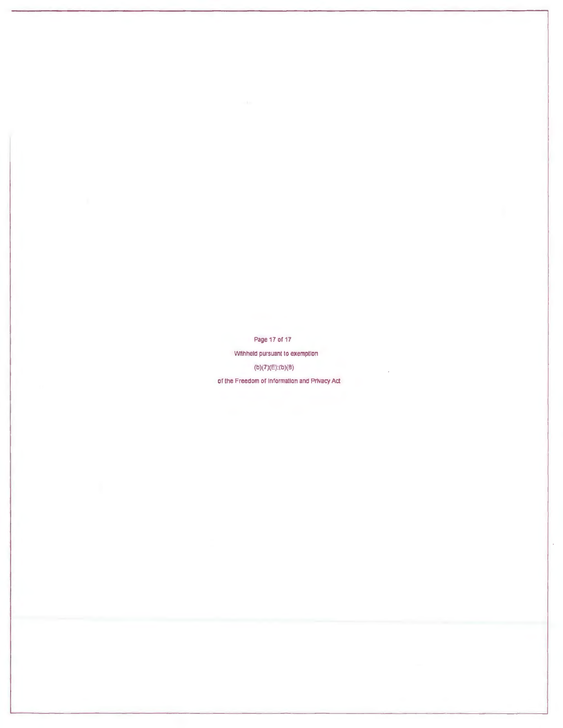Page 17 of 17

Withheld pursuant to exemption

(b)(7)(E);(b)(8)

of the Freedom of Information and Privacy Act